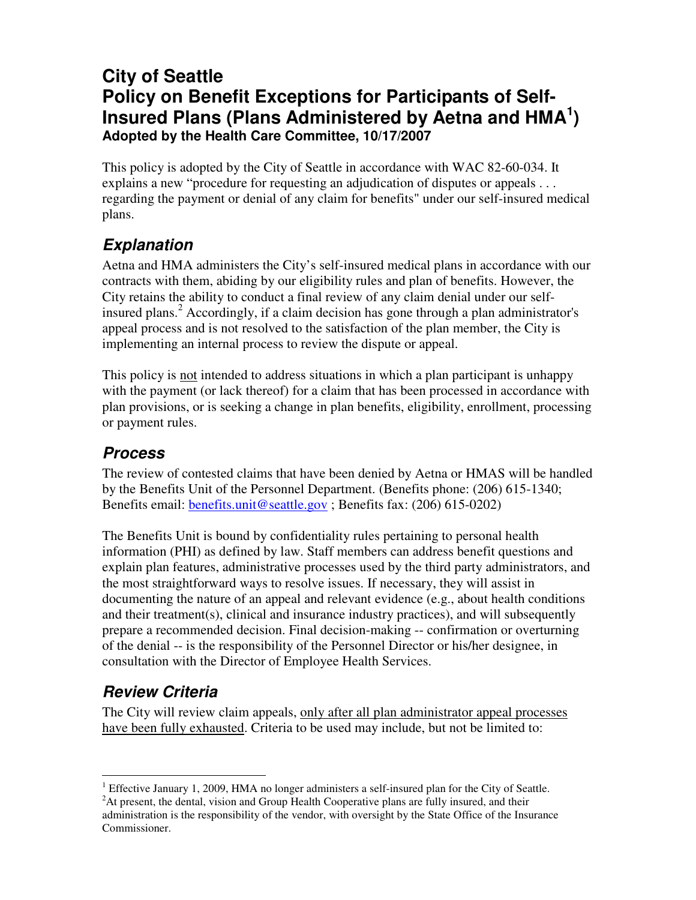# City of Seattle
# Policy on Benefit Exceptions for Participants of Self-Insured Plans (Plans Administered by Aetna and HMA[1])
**Adopted by the Health Care Committee, 10/17/2007**

This policy is adopted by the City of Seattle in accordance with WAC 82-60-034. It explains a new "procedure for requesting an adjudication of disputes or appeals . . . regarding the payment or denial of any claim for benefits" under our self-insured medical plans.

## *Explanation*

Aetna and HMA administers the City's self-insured medical plans in accordance with our contracts with them, abiding by our eligibility rules and plan of benefits. However, the City retains the ability to conduct a final review of any claim denial under our self-insured plans.[2] Accordingly, if a claim decision has gone through a plan administrator's appeal process and is not resolved to the satisfaction of the plan member, the City is implementing an internal process to review the dispute or appeal.

This policy is not intended to address situations in which a plan participant is unhappy with the payment (or lack thereof) for a claim that has been processed in accordance with plan provisions, or is seeking a change in plan benefits, eligibility, enrollment, processing or payment rules.

## *Process*

The review of contested claims that have been denied by Aetna or HMAS will be handled by the Benefits Unit of the Personnel Department. (Benefits phone: (206) 615-1340; Benefits email: benefits.unit@seattle.gov ; Benefits fax: (206) 615-0202)

The Benefits Unit is bound by confidentiality rules pertaining to personal health information (PHI) as defined by law. Staff members can address benefit questions and explain plan features, administrative processes used by the third party administrators, and the most straightforward ways to resolve issues. If necessary, they will assist in documenting the nature of an appeal and relevant evidence (e.g., about health conditions and their treatment(s), clinical and insurance industry practices), and will subsequently prepare a recommended decision. Final decision-making -- confirmation or overturning of the denial -- is the responsibility of the Personnel Director or his/her designee, in consultation with the Director of Employee Health Services.

## *Review Criteria*

The City will review claim appeals, only after all plan administrator appeal processes have been fully exhausted. Criteria to be used may include, but not be limited to:

---

[1] Effective January 1, 2009, HMA no longer administers a self-insured plan for the City of Seattle.

[2] At present, the dental, vision and Group Health Cooperative plans are fully insured, and their administration is the responsibility of the vendor, with oversight by the State Office of the Insurance Commissioner.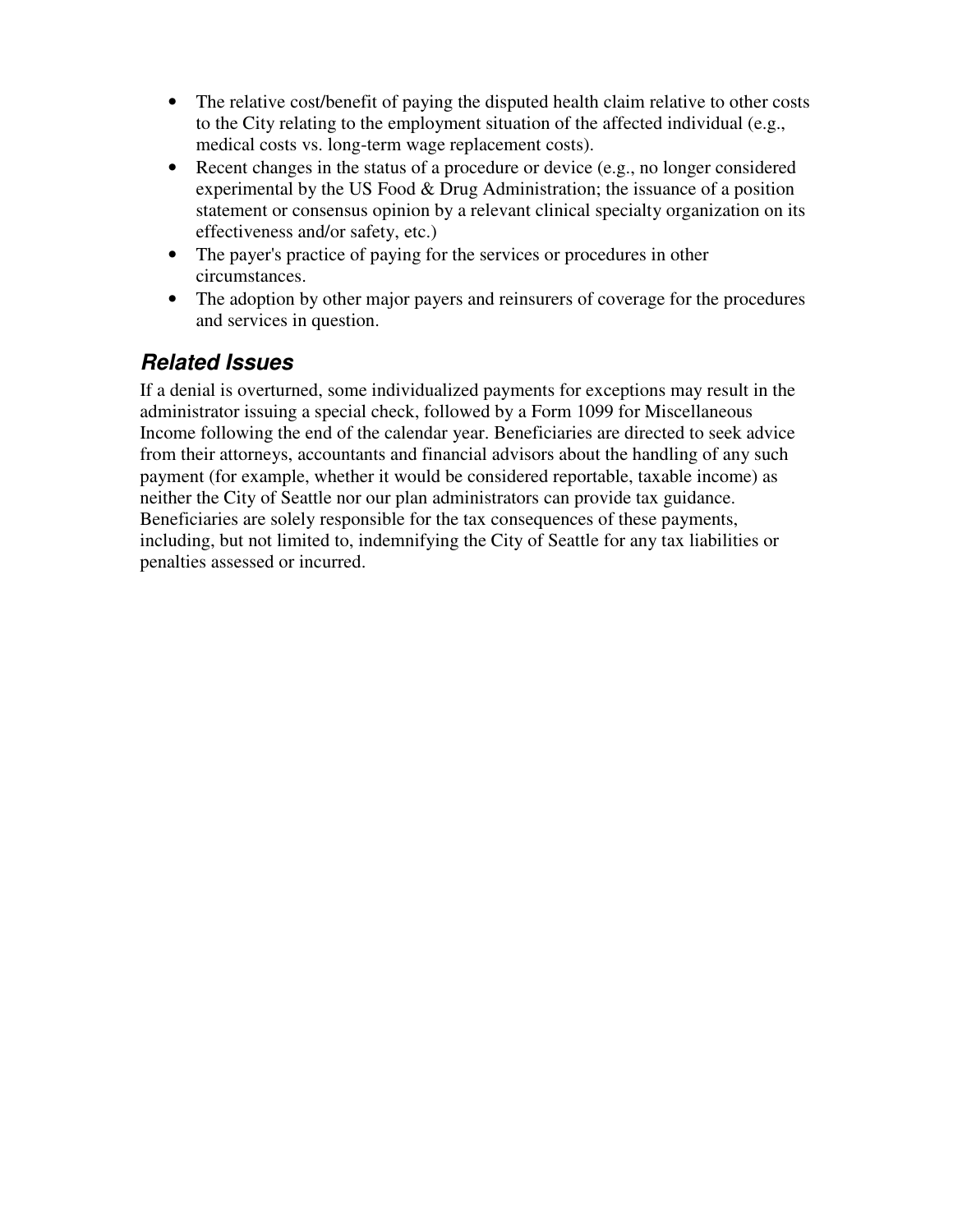- The relative cost/benefit of paying the disputed health claim relative to other costs to the City relating to the employment situation of the affected individual (e.g., medical costs vs. long-term wage replacement costs).
- Recent changes in the status of a procedure or device (e.g., no longer considered experimental by the US Food & Drug Administration; the issuance of a position statement or consensus opinion by a relevant clinical specialty organization on its effectiveness and/or safety, etc.)
- The payer's practice of paying for the services or procedures in other circumstances.
- The adoption by other major payers and reinsurers of coverage for the procedures and services in question.

## *Related Issues*

If a denial is overturned, some individualized payments for exceptions may result in the administrator issuing a special check, followed by a Form 1099 for Miscellaneous Income following the end of the calendar year. Beneficiaries are directed to seek advice from their attorneys, accountants and financial advisors about the handling of any such payment (for example, whether it would be considered reportable, taxable income) as neither the City of Seattle nor our plan administrators can provide tax guidance. Beneficiaries are solely responsible for the tax consequences of these payments, including, but not limited to, indemnifying the City of Seattle for any tax liabilities or penalties assessed or incurred.